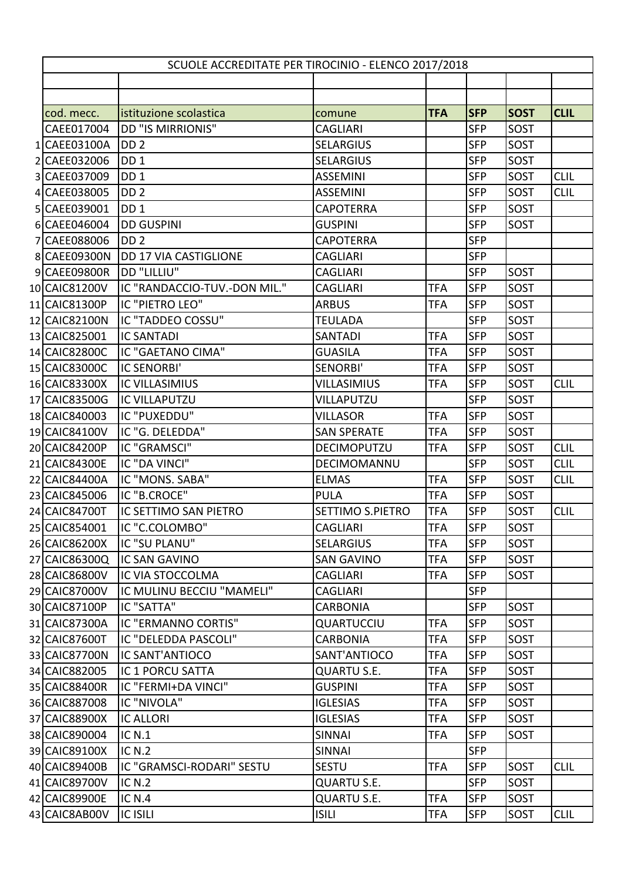| | SCUOLE ACCREDITATE PER TIROCINIO - ELENCO 2017/2018 | | | | | | |
|---|---|---|---|---|---|---|---|
| | cod. mecc. | istituzione scolastica | comune | **TFA** | **SFP** | **SOST** | **CLIL** |
| | CAEE017004 | DD "IS MIRRIONIS" | CAGLIARI | | SFP | SOST | |
| 1 | CAEE03100A | DD 2 | SELARGIUS | | SFP | SOST | |
| 2 | CAEE032006 | DD 1 | SELARGIUS | | SFP | SOST | |
| 3 | CAEE037009 | DD 1 | ASSEMINI | | SFP | SOST | CLIL |
| 4 | CAEE038005 | DD 2 | ASSEMINI | | SFP | SOST | CLIL |
| 5 | CAEE039001 | DD 1 | CAPOTERRA | | SFP | SOST | |
| 6 | CAEE046004 | DD GUSPINI | GUSPINI | | SFP | SOST | |
| 7 | CAEE088006 | DD 2 | CAPOTERRA | | SFP | | |
| 8 | CAEE09300N | DD 17 VIA CASTIGLIONE | CAGLIARI | | SFP | | |
| 9 | CAEE09800R | DD "LILLIU" | CAGLIARI | | SFP | SOST | |
| 10 | CAIC81200V | IC "RANDACCIO-TUV.-DON MIL." | CAGLIARI | TFA | SFP | SOST | |
| 11 | CAIC81300P | IC "PIETRO LEO" | ARBUS | TFA | SFP | SOST | |
| 12 | CAIC82100N | IC "TADDEO COSSU" | TEULADA | | SFP | SOST | |
| 13 | CAIC825001 | IC SANTADI | SANTADI | TFA | SFP | SOST | |
| 14 | CAIC82800C | IC "GAETANO CIMA" | GUASILA | TFA | SFP | SOST | |
| 15 | CAIC83000C | IC SENORBI' | SENORBI' | TFA | SFP | SOST | |
| 16 | CAIC83300X | IC VILLASIMIUS | VILLASIMIUS | TFA | SFP | SOST | CLIL |
| 17 | CAIC83500G | IC VILLAPUTZU | VILLAPUTZU | | SFP | SOST | |
| 18 | CAIC840003 | IC "PUXEDDU" | VILLASOR | TFA | SFP | SOST | |
| 19 | CAIC84100V | IC "G. DELEDDA" | SAN SPERATE | TFA | SFP | SOST | |
| 20 | CAIC84200P | IC "GRAMSCI" | DECIMOPUTZU | TFA | SFP | SOST | CLIL |
| 21 | CAIC84300E | IC "DA VINCI" | DECIMOMANNU | | SFP | SOST | CLIL |
| 22 | CAIC84400A | IC "MONS. SABA" | ELMAS | TFA | SFP | SOST | CLIL |
| 23 | CAIC845006 | IC "B.CROCE" | PULA | TFA | SFP | SOST | |
| 24 | CAIC84700T | IC SETTIMO SAN PIETRO | SETTIMO S.PIETRO | TFA | SFP | SOST | CLIL |
| 25 | CAIC854001 | IC "C.COLOMBO" | CAGLIARI | TFA | SFP | SOST | |
| 26 | CAIC86200X | IC "SU PLANU" | SELARGIUS | TFA | SFP | SOST | |
| 27 | CAIC86300Q | IC SAN GAVINO | SAN GAVINO | TFA | SFP | SOST | |
| 28 | CAIC86800V | IC VIA STOCCOLMA | CAGLIARI | TFA | SFP | SOST | |
| 29 | CAIC87000V | IC MULINU BECCIU "MAMELI" | CAGLIARI | | SFP | | |
| 30 | CAIC87100P | IC "SATTA" | CARBONIA | | SFP | SOST | |
| 31 | CAIC87300A | IC "ERMANNO CORTIS" | QUARTUCCIU | TFA | SFP | SOST | |
| 32 | CAIC87600T | IC "DELEDDA PASCOLI" | CARBONIA | TFA | SFP | SOST | |
| 33 | CAIC87700N | IC SANT'ANTIOCO | SANT'ANTIOCO | TFA | SFP | SOST | |
| 34 | CAIC882005 | IC 1 PORCU SATTA | QUARTU S.E. | TFA | SFP | SOST | |
| 35 | CAIC88400R | IC "FERMI+DA VINCI" | GUSPINI | TFA | SFP | SOST | |
| 36 | CAIC887008 | IC "NIVOLA" | IGLESIAS | TFA | SFP | SOST | |
| 37 | CAIC88900X | IC ALLORI | IGLESIAS | TFA | SFP | SOST | |
| 38 | CAIC890004 | IC N.1 | SINNAI | TFA | SFP | SOST | |
| 39 | CAIC89100X | IC N.2 | SINNAI | | SFP | | |
| 40 | CAIC89400B | IC "GRAMSCI-RODARI" SESTU | SESTU | TFA | SFP | SOST | CLIL |
| 41 | CAIC89700V | IC N.2 | QUARTU S.E. | | SFP | SOST | |
| 42 | CAIC89900E | IC N.4 | QUARTU S.E. | TFA | SFP | SOST | |
| 43 | CAIC8AB00V | IC ISILI | ISILI | TFA | SFP | SOST | CLIL |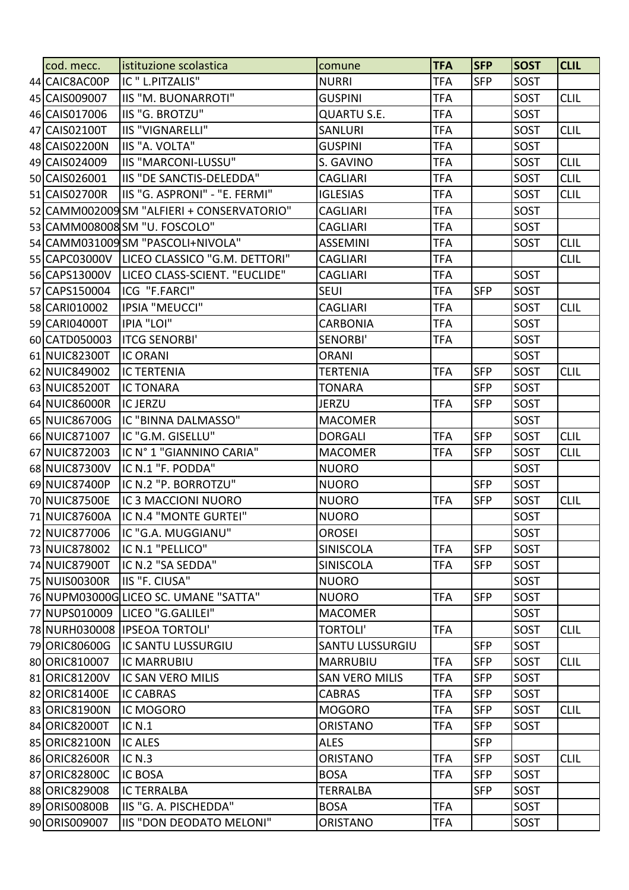| | cod. mecc. | istituzione scolastica | comune | TFA | SFP | SOST | CLIL |
|---|---|---|---|---|---|---|---|
| 44 | CAIC8AC00P | IC " L.PITZALIS" | NURRI | TFA | SFP | SOST | |
| 45 | CAIS009007 | IIS "M. BUONARROTI" | GUSPINI | TFA | | SOST | CLIL |
| 46 | CAIS017006 | IIS "G. BROTZU" | QUARTU S.E. | TFA | | SOST | |
| 47 | CAIS02100T | IIS "VIGNARELLI" | SANLURI | TFA | | SOST | CLIL |
| 48 | CAIS02200N | IIS "A. VOLTA" | GUSPINI | TFA | | SOST | |
| 49 | CAIS024009 | IIS "MARCONI-LUSSU" | S. GAVINO | TFA | | SOST | CLIL |
| 50 | CAIS026001 | IIS "DE SANCTIS-DELEDDA" | CAGLIARI | TFA | | SOST | CLIL |
| 51 | CAIS02700R | IIS "G. ASPRONI" - "E. FERMI" | IGLESIAS | TFA | | SOST | CLIL |
| 52 | CAMM002009 | SM "ALFIERI + CONSERVATORIO" | CAGLIARI | TFA | | SOST | |
| 53 | CAMM008008 | SM "U. FOSCOLO" | CAGLIARI | TFA | | SOST | |
| 54 | CAMM031009 | SM "PASCOLI+NIVOLA" | ASSEMINI | TFA | | SOST | CLIL |
| 55 | CAPC03000V | LICEO CLASSICO "G.M. DETTORI" | CAGLIARI | TFA | | | CLIL |
| 56 | CAPS13000V | LICEO CLASS-SCIENT. "EUCLIDE" | CAGLIARI | TFA | | SOST | |
| 57 | CAPS150004 | ICG "F.FARCI" | SEUI | TFA | SFP | SOST | |
| 58 | CARI010002 | IPSIA "MEUCCI" | CAGLIARI | TFA | | SOST | CLIL |
| 59 | CARI04000T | IPIA "LOI" | CARBONIA | TFA | | SOST | |
| 60 | CATD050003 | ITCG SENORBI' | SENORBI' | TFA | | SOST | |
| 61 | NUIC82300T | IC ORANI | ORANI | | | SOST | |
| 62 | NUIC849002 | IC TERTENIA | TERTENIA | TFA | SFP | SOST | CLIL |
| 63 | NUIC85200T | IC TONARA | TONARA | | SFP | SOST | |
| 64 | NUIC86000R | IC JERZU | JERZU | TFA | SFP | SOST | |
| 65 | NUIC86700G | IC "BINNA DALMASSO" | MACOMER | | | SOST | |
| 66 | NUIC871007 | IC "G.M. GISELLU" | DORGALI | TFA | SFP | SOST | CLIL |
| 67 | NUIC872003 | IC N° 1 "GIANNINO CARIA" | MACOMER | TFA | SFP | SOST | CLIL |
| 68 | NUIC87300V | IC N.1 "F. PODDA" | NUORO | | | SOST | |
| 69 | NUIC87400P | IC N.2 "P. BORROTZU" | NUORO | | SFP | SOST | |
| 70 | NUIC87500E | IC 3 MACCIONI NUORO | NUORO | TFA | SFP | SOST | CLIL |
| 71 | NUIC87600A | IC N.4 "MONTE GURTEI" | NUORO | | | SOST | |
| 72 | NUIC877006 | IC "G.A. MUGGIANU" | OROSEI | | | SOST | |
| 73 | NUIC878002 | IC N.1 "PELLICO" | SINISCOLA | TFA | SFP | SOST | |
| 74 | NUIC87900T | IC N.2 "SA SEDDA" | SINISCOLA | TFA | SFP | SOST | |
| 75 | NUIS00300R | IIS "F. CIUSA" | NUORO | | | SOST | |
| 76 | NUPM03000G | LICEO SC. UMANE "SATTA" | NUORO | TFA | SFP | SOST | |
| 77 | NUPS010009 | LICEO "G.GALILEI" | MACOMER | | | SOST | |
| 78 | NURH030008 | IPSEOA TORTOLI' | TORTOLI' | TFA | | SOST | CLIL |
| 79 | ORIC80600G | IC SANTU LUSSURGIU | SANTU LUSSURGIU | | SFP | SOST | |
| 80 | ORIC810007 | IC MARRUBIU | MARRUBIU | TFA | SFP | SOST | CLIL |
| 81 | ORIC81200V | IC SAN VERO MILIS | SAN VERO MILIS | TFA | SFP | SOST | |
| 82 | ORIC81400E | IC CABRAS | CABRAS | TFA | SFP | SOST | |
| 83 | ORIC81900N | IC MOGORO | MOGORO | TFA | SFP | SOST | CLIL |
| 84 | ORIC82000T | IC N.1 | ORISTANO | TFA | SFP | SOST | |
| 85 | ORIC82100N | IC ALES | ALES | | SFP | | |
| 86 | ORIC82600R | IC N.3 | ORISTANO | TFA | SFP | SOST | CLIL |
| 87 | ORIC82800C | IC BOSA | BOSA | TFA | SFP | SOST | |
| 88 | ORIC829008 | IC TERRALBA | TERRALBA | | SFP | SOST | |
| 89 | ORIS00800B | IIS "G. A. PISCHEDDA" | BOSA | TFA | | SOST | |
| 90 | ORIS009007 | IIS "DON DEODATO MELONI" | ORISTANO | TFA | | SOST | |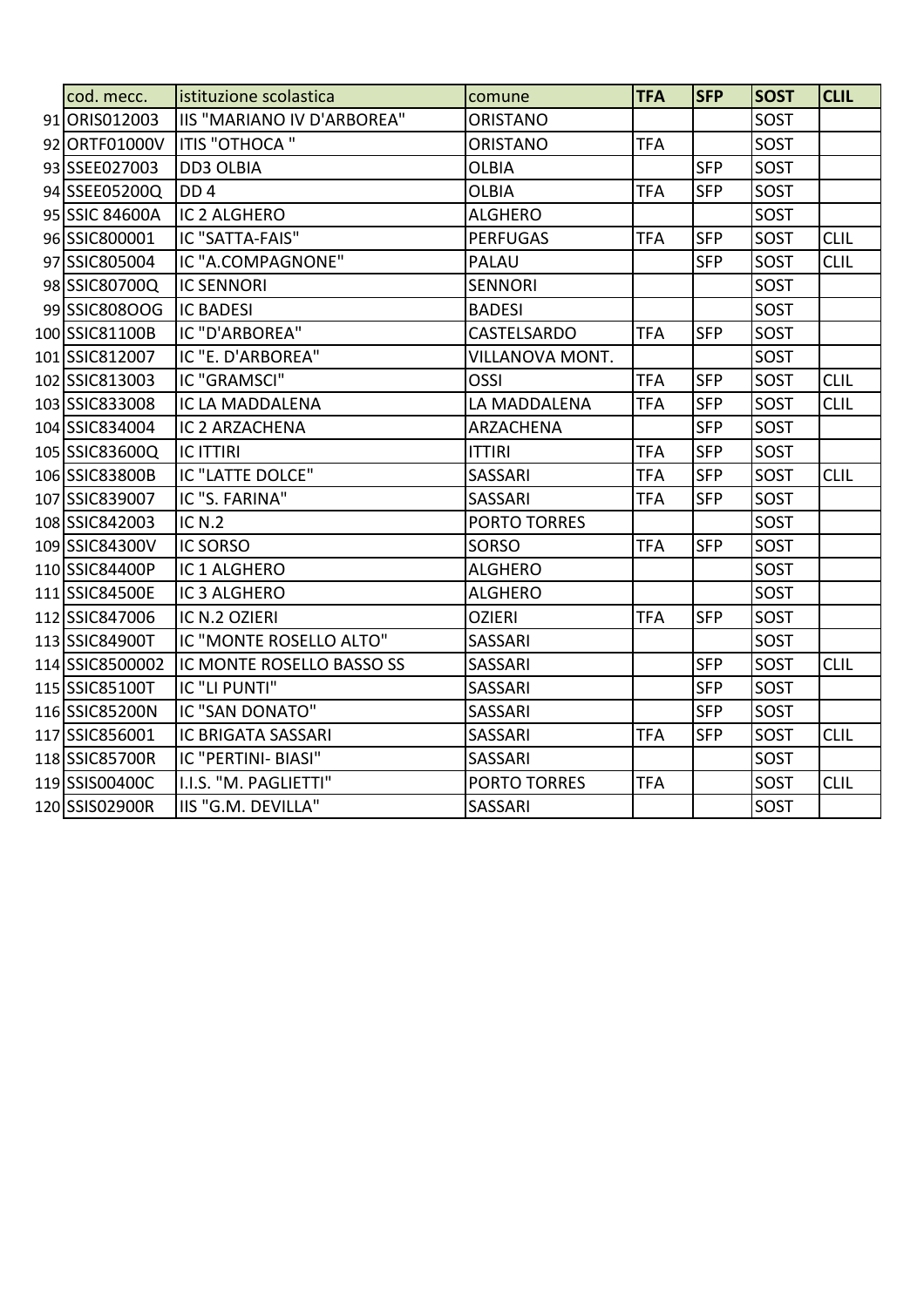| | cod. mecc. | istituzione scolastica | comune | TFA | SFP | SOST | CLIL |
|---|---|---|---|---|---|---|---|
| 91 | ORIS012003 | IIS "MARIANO IV D'ARBOREA" | ORISTANO | | | SOST | |
| 92 | ORTF01000V | ITIS "OTHOCA " | ORISTANO | TFA | | SOST | |
| 93 | SSEE027003 | DD3 OLBIA | OLBIA | | SFP | SOST | |
| 94 | SSEE05200Q | DD 4 | OLBIA | TFA | SFP | SOST | |
| 95 | SSIC 84600A | IC 2 ALGHERO | ALGHERO | | | SOST | |
| 96 | SSIC800001 | IC "SATTA-FAIS" | PERFUGAS | TFA | SFP | SOST | CLIL |
| 97 | SSIC805004 | IC "A.COMPAGNONE" | PALAU | | SFP | SOST | CLIL |
| 98 | SSIC80700Q | IC SENNORI | SENNORI | | | SOST | |
| 99 | SSIC808OOG | IC BADESI | BADESI | | | SOST | |
| 100 | SSIC81100B | IC "D'ARBOREA" | CASTELSARDO | TFA | SFP | SOST | |
| 101 | SSIC812007 | IC "E. D'ARBOREA" | VILLANOVA MONT. | | | SOST | |
| 102 | SSIC813003 | IC "GRAMSCI" | OSSI | TFA | SFP | SOST | CLIL |
| 103 | SSIC833008 | IC LA MADDALENA | LA MADDALENA | TFA | SFP | SOST | CLIL |
| 104 | SSIC834004 | IC 2 ARZACHENA | ARZACHENA | | SFP | SOST | |
| 105 | SSIC83600Q | IC ITTIRI | ITTIRI | TFA | SFP | SOST | |
| 106 | SSIC83800B | IC "LATTE DOLCE" | SASSARI | TFA | SFP | SOST | CLIL |
| 107 | SSIC839007 | IC "S. FARINA" | SASSARI | TFA | SFP | SOST | |
| 108 | SSIC842003 | IC N.2 | PORTO TORRES | | | SOST | |
| 109 | SSIC84300V | IC SORSO | SORSO | TFA | SFP | SOST | |
| 110 | SSIC84400P | IC 1 ALGHERO | ALGHERO | | | SOST | |
| 111 | SSIC84500E | IC 3 ALGHERO | ALGHERO | | | SOST | |
| 112 | SSIC847006 | IC N.2 OZIERI | OZIERI | TFA | SFP | SOST | |
| 113 | SSIC84900T | IC "MONTE ROSELLO ALTO" | SASSARI | | | SOST | |
| 114 | SSIC8500002 | IC MONTE ROSELLO BASSO SS | SASSARI | | SFP | SOST | CLIL |
| 115 | SSIC85100T | IC "LI PUNTI" | SASSARI | | SFP | SOST | |
| 116 | SSIC85200N | IC "SAN DONATO" | SASSARI | | SFP | SOST | |
| 117 | SSIC856001 | IC BRIGATA SASSARI | SASSARI | TFA | SFP | SOST | CLIL |
| 118 | SSIC85700R | IC "PERTINI- BIASI" | SASSARI | | | SOST | |
| 119 | SSIS00400C | I.I.S. "M. PAGLIETTI" | PORTO TORRES | TFA | | SOST | CLIL |
| 120 | SSIS02900R | IIS "G.M. DEVILLA" | SASSARI | | | SOST | |